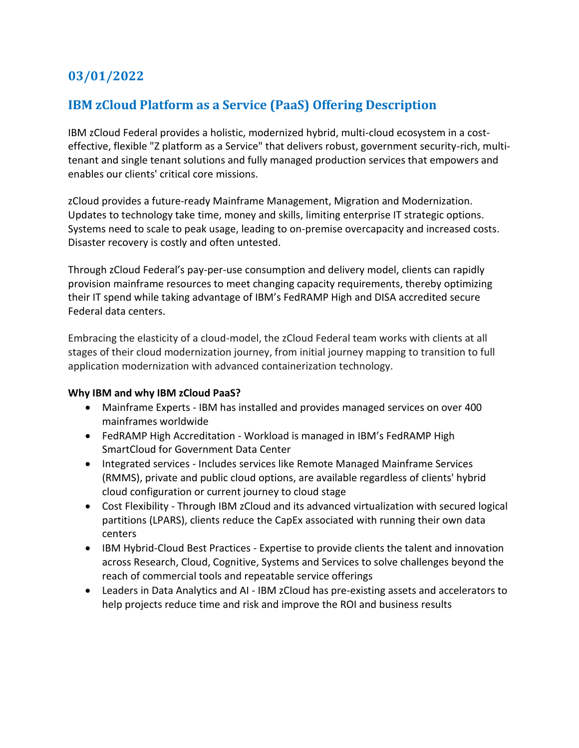## 03/01/2022

## IBM zCloud Platform as a Service (PaaS) Offering Description

IBM zCloud Federal provides a holistic, modernized hybrid, multi-cloud ecosystem in a cost-effective, flexible "Z platform as a Service" that delivers robust, government security-rich, multi-tenant and single tenant solutions and fully managed production services that empowers and enables our clients' critical core missions.

zCloud provides a future-ready Mainframe Management, Migration and Modernization. Updates to technology take time, money and skills, limiting enterprise IT strategic options. Systems need to scale to peak usage, leading to on-premise overcapacity and increased costs. Disaster recovery is costly and often untested.

Through zCloud Federal's pay-per-use consumption and delivery model, clients can rapidly provision mainframe resources to meet changing capacity requirements, thereby optimizing their IT spend while taking advantage of IBM's FedRAMP High and DISA accredited secure Federal data centers.

Embracing the elasticity of a cloud-model, the zCloud Federal team works with clients at all stages of their cloud modernization journey, from initial journey mapping to transition to full application modernization with advanced containerization technology.

**Why IBM and why IBM zCloud PaaS?**

- Mainframe Experts - IBM has installed and provides managed services on over 400 mainframes worldwide
- FedRAMP High Accreditation - Workload is managed in IBM's FedRAMP High SmartCloud for Government Data Center
- Integrated services - Includes services like Remote Managed Mainframe Services (RMMS), private and public cloud options, are available regardless of clients' hybrid cloud configuration or current journey to cloud stage
- Cost Flexibility - Through IBM zCloud and its advanced virtualization with secured logical partitions (LPARS), clients reduce the CapEx associated with running their own data centers
- IBM Hybrid-Cloud Best Practices - Expertise to provide clients the talent and innovation across Research, Cloud, Cognitive, Systems and Services to solve challenges beyond the reach of commercial tools and repeatable service offerings
- Leaders in Data Analytics and AI - IBM zCloud has pre-existing assets and accelerators to help projects reduce time and risk and improve the ROI and business results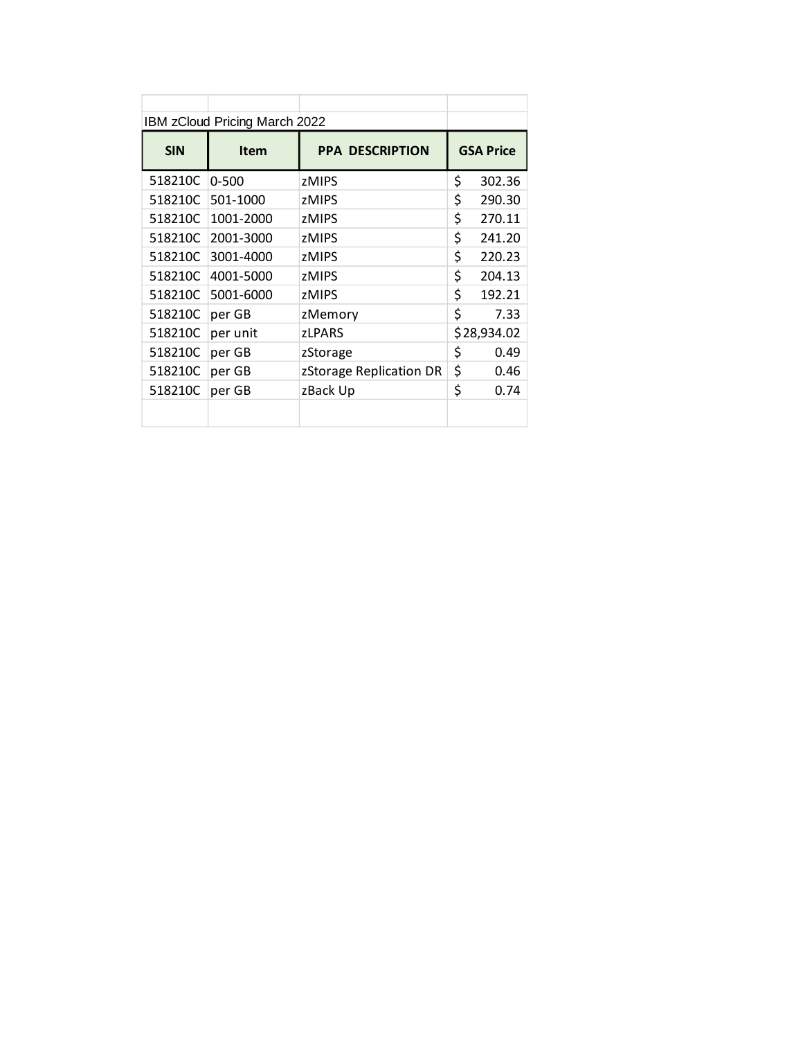IBM zCloud Pricing March 2022

| SIN | Item | PPA DESCRIPTION | GSA Price |
|---|---|---|---|
| 518210C | 0-500 | zMIPS | $ 302.36 |
| 518210C | 501-1000 | zMIPS | $ 290.30 |
| 518210C | 1001-2000 | zMIPS | $ 270.11 |
| 518210C | 2001-3000 | zMIPS | $ 241.20 |
| 518210C | 3001-4000 | zMIPS | $ 220.23 |
| 518210C | 4001-5000 | zMIPS | $ 204.13 |
| 518210C | 5001-6000 | zMIPS | $ 192.21 |
| 518210C | per GB | zMemory | $ 7.33 |
| 518210C | per unit | zLPARS | $28,934.02 |
| 518210C | per GB | zStorage | $ 0.49 |
| 518210C | per GB | zStorage Replication DR | $ 0.46 |
| 518210C | per GB | zBack Up | $ 0.74 |